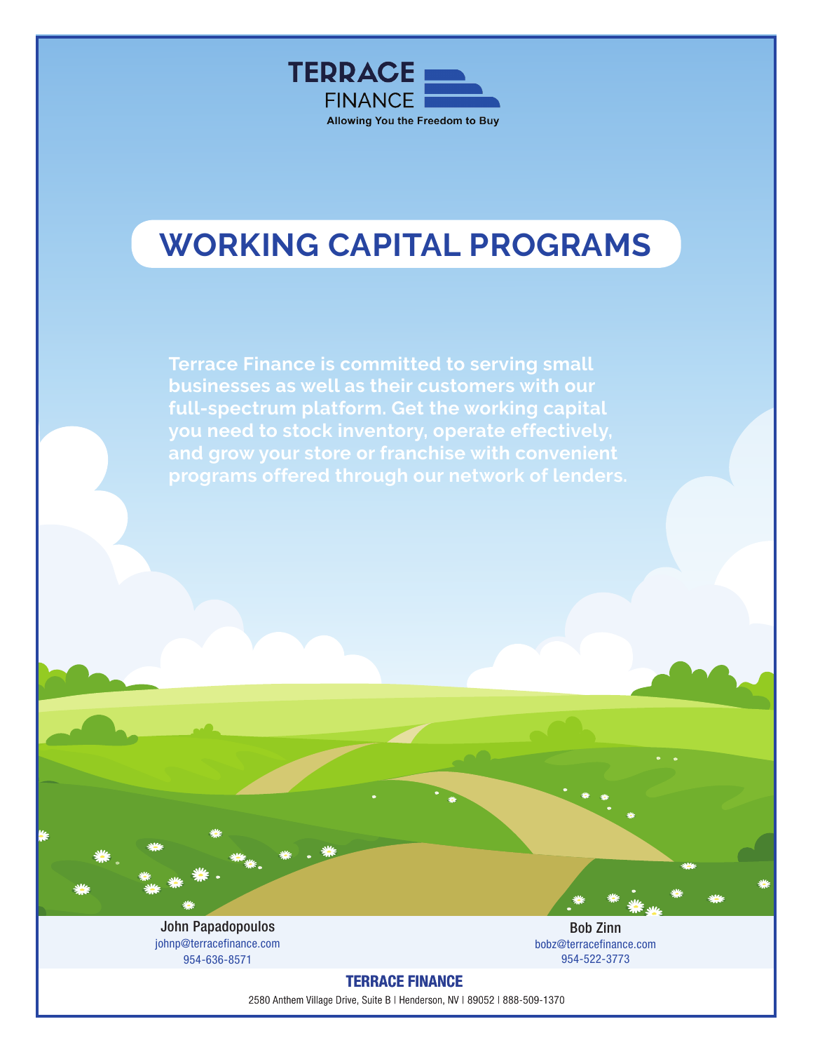TERRACE FINANCE

Allowing You the Freedom to Buy

# WORKING CAPITAL PROGRAMS

**Terrace Finance is committed to serving small businesses as well as their customers with our full-spectrum platform. Get the working capital you need to stock inventory, operate effectively, and grow your store or franchise with convenient programs offered through our network of lenders.**

John Papadopoulos
johnp@terracefinance.com
954-636-8571

Bob Zinn
bobz@terracefinance.com
954-522-3773

**TERRACE FINANCE**

2580 Anthem Village Drive, Suite B | Henderson, NV | 89052 | 888-509-1370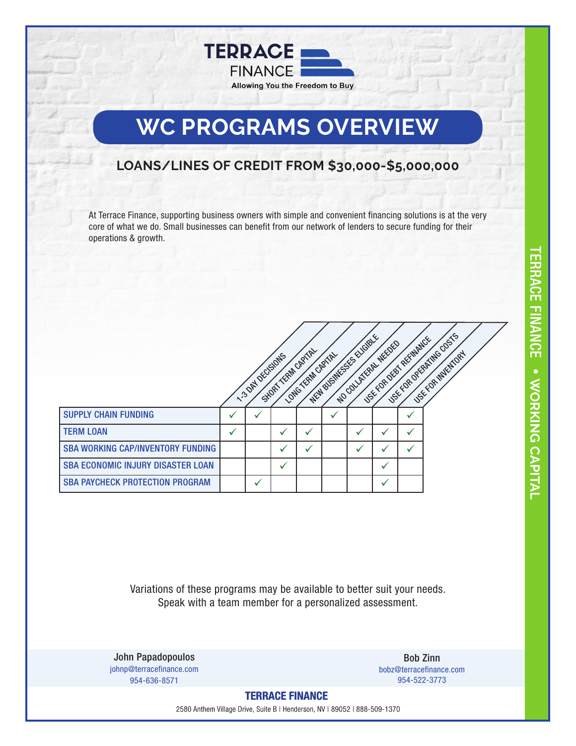# TERRACE FINANCE

Allowing You the Freedom to Buy

## WC PROGRAMS OVERVIEW

### LOANS/LINES OF CREDIT FROM $30,000-$5,000,000

At Terrace Finance, supporting business owners with simple and convenient financing solutions is at the very core of what we do. Small businesses can benefit from our network of lenders to secure funding for their operations & growth.

| | 1-3 DAY DECISIONS | SHORT TERM CAPITAL | LONG TERM CAPITAL | NEW BUSINESSES ELIGIBLE | NO COLLATERAL NEEDED | USE FOR DEBT REFINANCE | USE FOR OPERATING COSTS | USE FOR INVENTORY |
|---|---|---|---|---|---|---|---|---|
| SUPPLY CHAIN FUNDING | ✓ | ✓ | | | ✓ | | | ✓ |
| TERM LOAN | ✓ | | ✓ | ✓ | | ✓ | ✓ | ✓ |
| SBA WORKING CAP/INVENTORY FUNDING | | | ✓ | ✓ | | ✓ | ✓ | ✓ |
| SBA ECONOMIC INJURY DISASTER LOAN | | | ✓ | | | | ✓ | |
| SBA PAYCHECK PROTECTION PROGRAM | | ✓ | | | | | ✓ | |

Variations of these programs may be available to better suit your needs.
Speak with a team member for a personalized assessment.

John Papadopoulos
johnp@terracefinance.com
954-636-8571

Bob Zinn
bobz@terracefinance.com
954-522-3773

**TERRACE FINANCE**

2580 Anthem Village Drive, Suite B | Henderson, NV | 89052 | 888-509-1370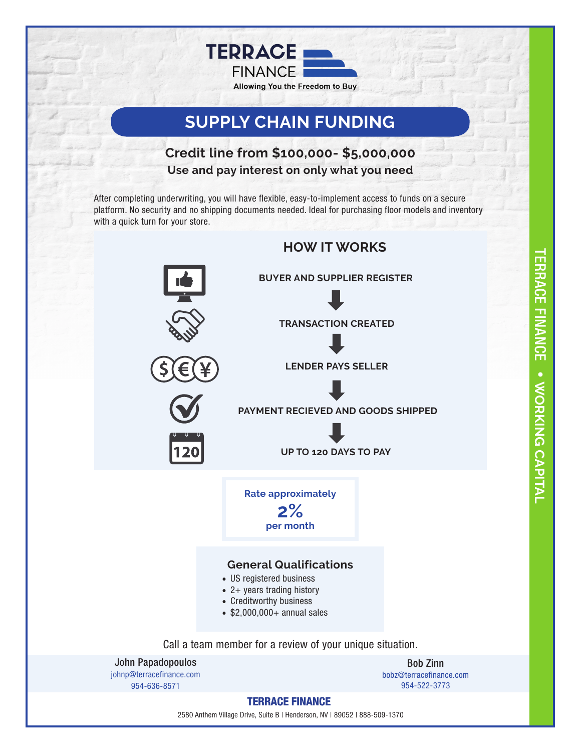# TERRACE FINANCE

Allowing You the Freedom to Buy

## SUPPLY CHAIN FUNDING

### Credit line from $100,000- $5,000,000

**Use and pay interest on only what you need**

After completing underwriting, you will have flexible, easy-to-implement access to funds on a secure platform. No security and no shipping documents needed. Ideal for purchasing floor models and inventory with a quick turn for your store.

### HOW IT WORKS

**BUYER AND SUPPLIER REGISTER**

↓

**TRANSACTION CREATED**

↓

**LENDER PAYS SELLER**

↓

**PAYMENT RECIEVED AND GOODS SHIPPED**

↓

**UP TO 120 DAYS TO PAY**

**Rate approximately**
**2%**
**per month**

### General Qualifications

- US registered business
- 2+ years trading history
- Creditworthy business
- $2,000,000+ annual sales

Call a team member for a review of your unique situation.

John Papadopoulos
johnp@terracefinance.com
954-636-8571

Bob Zinn
bobz@terracefinance.com
954-522-3773

**TERRACE FINANCE**

2580 Anthem Village Drive, Suite B | Henderson, NV | 89052 | 888-509-1370

TERRACE FINANCE • WORKING CAPITAL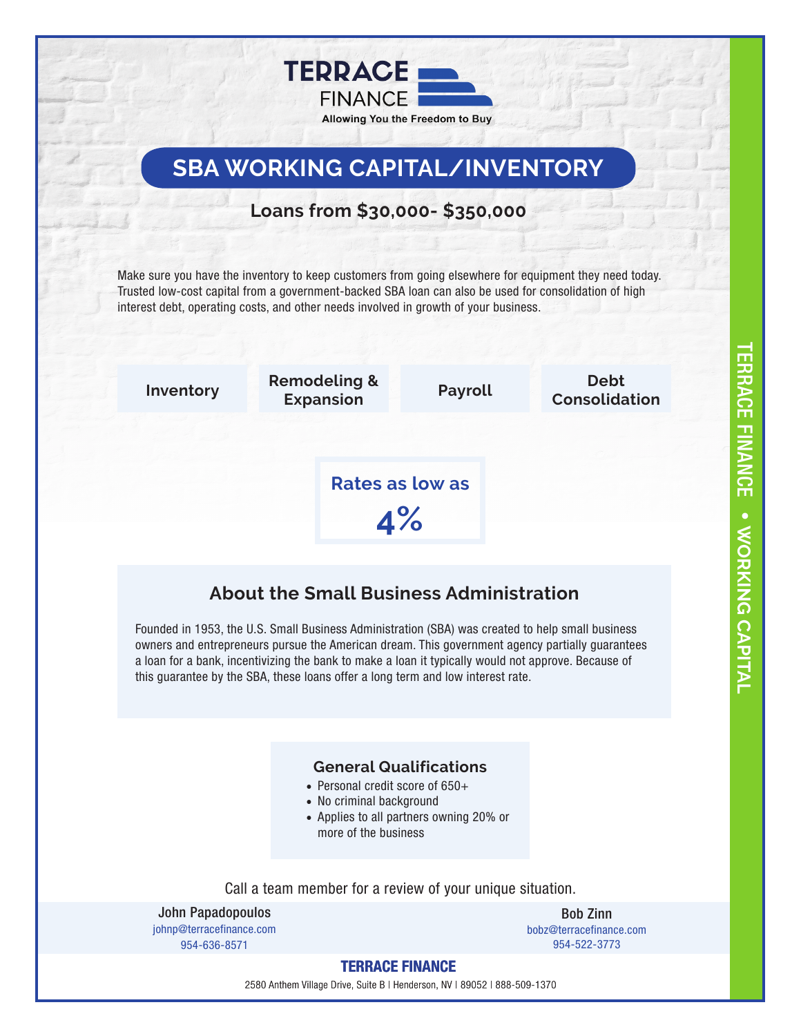TERRACE FINANCE

Allowing You the Freedom to Buy

# SBA WORKING CAPITAL/INVENTORY

**Loans from $30,000- $350,000**

Make sure you have the inventory to keep customers from going elsewhere for equipment they need today. Trusted low-cost capital from a government-backed SBA loan can also be used for consolidation of high interest debt, operating costs, and other needs involved in growth of your business.

- **Inventory**
- **Remodeling & Expansion**
- **Payroll**
- **Debt Consolidation**

**Rates as low as**

**4%**

## About the Small Business Administration

Founded in 1953, the U.S. Small Business Administration (SBA) was created to help small business owners and entrepreneurs pursue the American dream. This government agency partially guarantees a loan for a bank, incentivizing the bank to make a loan it typically would not approve. Because of this guarantee by the SBA, these loans offer a long term and low interest rate.

### General Qualifications

- Personal credit score of 650+
- No criminal background
- Applies to all partners owning 20% or more of the business

Call a team member for a review of your unique situation.

**John Papadopoulos**
johnp@terracefinance.com
954-636-8571

**Bob Zinn**
bobz@terracefinance.com
954-522-3773

**TERRACE FINANCE**

2580 Anthem Village Drive, Suite B | Henderson, NV | 89052 | 888-509-1370

TERRACE FINANCE • WORKING CAPITAL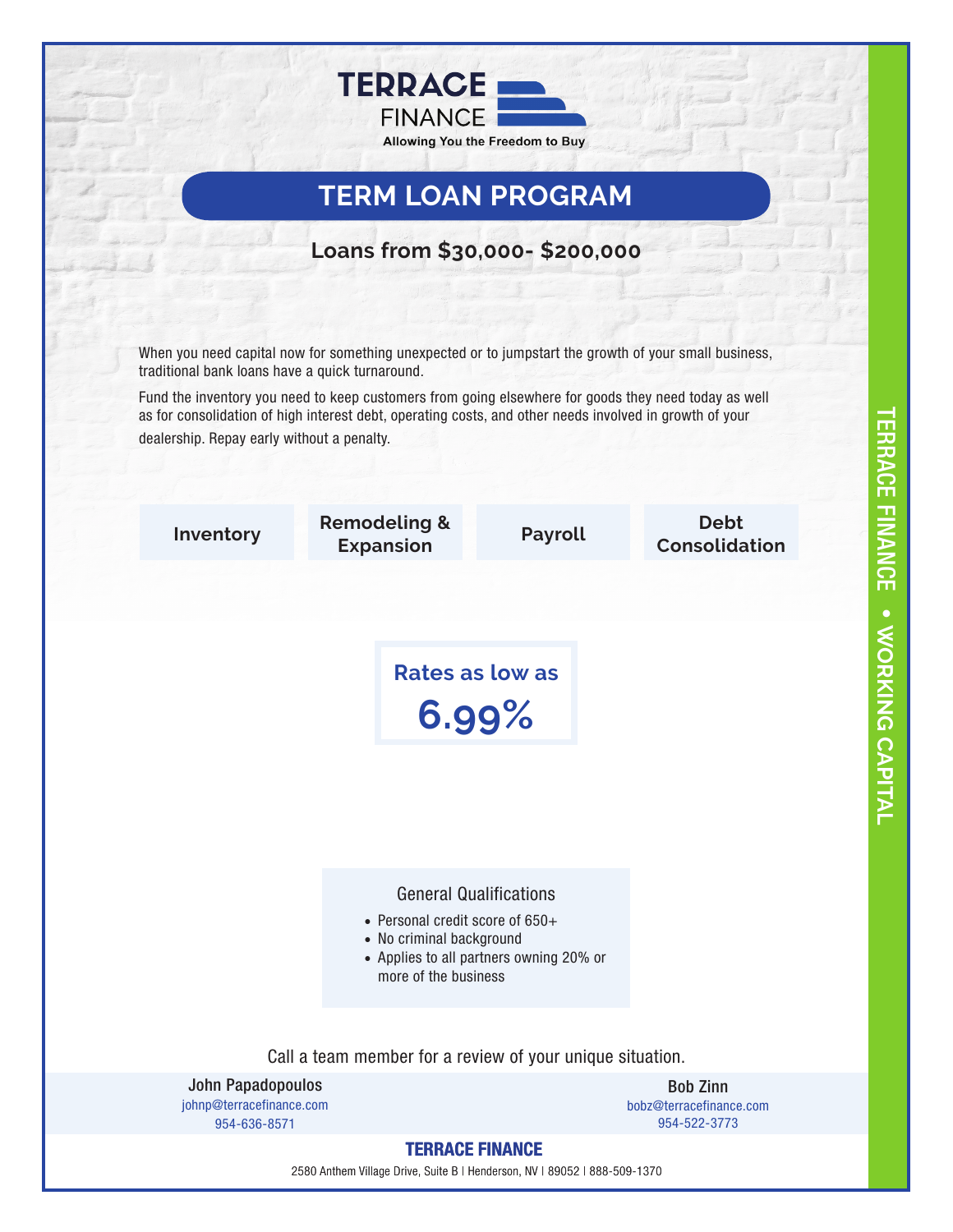# TERRACE FINANCE

Allowing You the Freedom to Buy

## TERM LOAN PROGRAM

### Loans from $30,000- $200,000

When you need capital now for something unexpected or to jumpstart the growth of your small business, traditional bank loans have a quick turnaround.

Fund the inventory you need to keep customers from going elsewhere for goods they need today as well as for consolidation of high interest debt, operating costs, and other needs involved in growth of your dealership. Repay early without a penalty.

**Inventory** | **Remodeling & Expansion** | **Payroll** | **Debt Consolidation**

**Rates as low as**

**6.99%**

General Qualifications

- Personal credit score of 650+
- No criminal background
- Applies to all partners owning 20% or more of the business

Call a team member for a review of your unique situation.

John Papadopoulos
johnp@terracefinance.com
954-636-8571

Bob Zinn
bobz@terracefinance.com
954-522-3773

**TERRACE FINANCE**

2580 Anthem Village Drive, Suite B | Henderson, NV | 89052 | 888-509-1370

TERRACE FINANCE • WORKING CAPITAL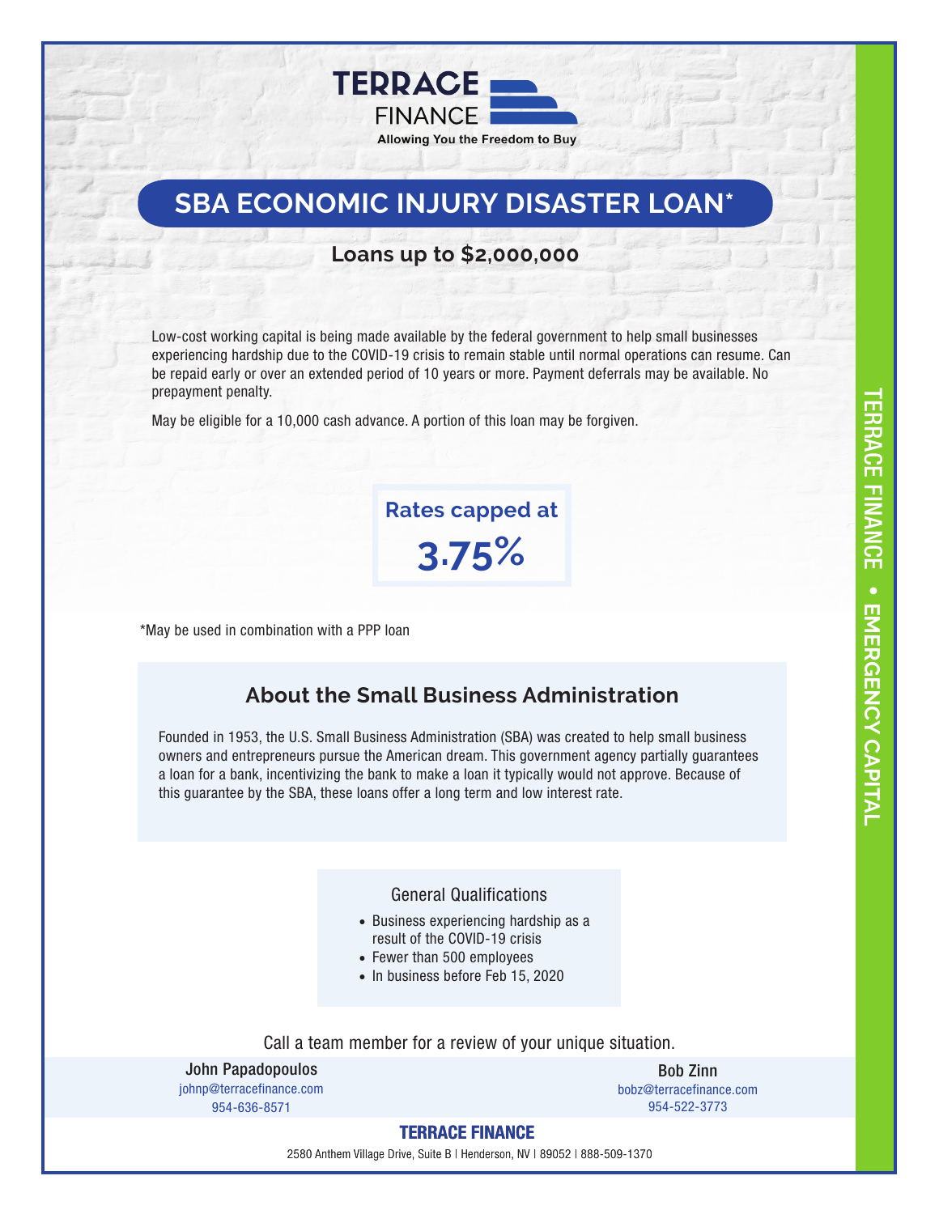# TERRACE FINANCE

Allowing You the Freedom to Buy

## SBA ECONOMIC INJURY DISASTER LOAN*

**Loans up to $2,000,000**

Low-cost working capital is being made available by the federal government to help small businesses experiencing hardship due to the COVID-19 crisis to remain stable until normal operations can resume. Can be repaid early or over an extended period of 10 years or more. Payment deferrals may be available. No prepayment penalty.

May be eligible for a 10,000 cash advance. A portion of this loan may be forgiven.

**Rates capped at**

**3.75%**

*May be used in combination with a PPP loan

### About the Small Business Administration

Founded in 1953, the U.S. Small Business Administration (SBA) was created to help small business owners and entrepreneurs pursue the American dream. This government agency partially guarantees a loan for a bank, incentivizing the bank to make a loan it typically would not approve. Because of this guarantee by the SBA, these loans offer a long term and low interest rate.

#### General Qualifications

- Business experiencing hardship as a result of the COVID-19 crisis
- Fewer than 500 employees
- In business before Feb 15, 2020

Call a team member for a review of your unique situation.

**John Papadopoulos**
johnp@terracefinance.com
954-636-8571

**Bob Zinn**
bobz@terracefinance.com
954-522-3773

**TERRACE FINANCE**

2580 Anthem Village Drive, Suite B | Henderson, NV | 89052 | 888-509-1370

TERRACE FINANCE • EMERGENCY CAPITAL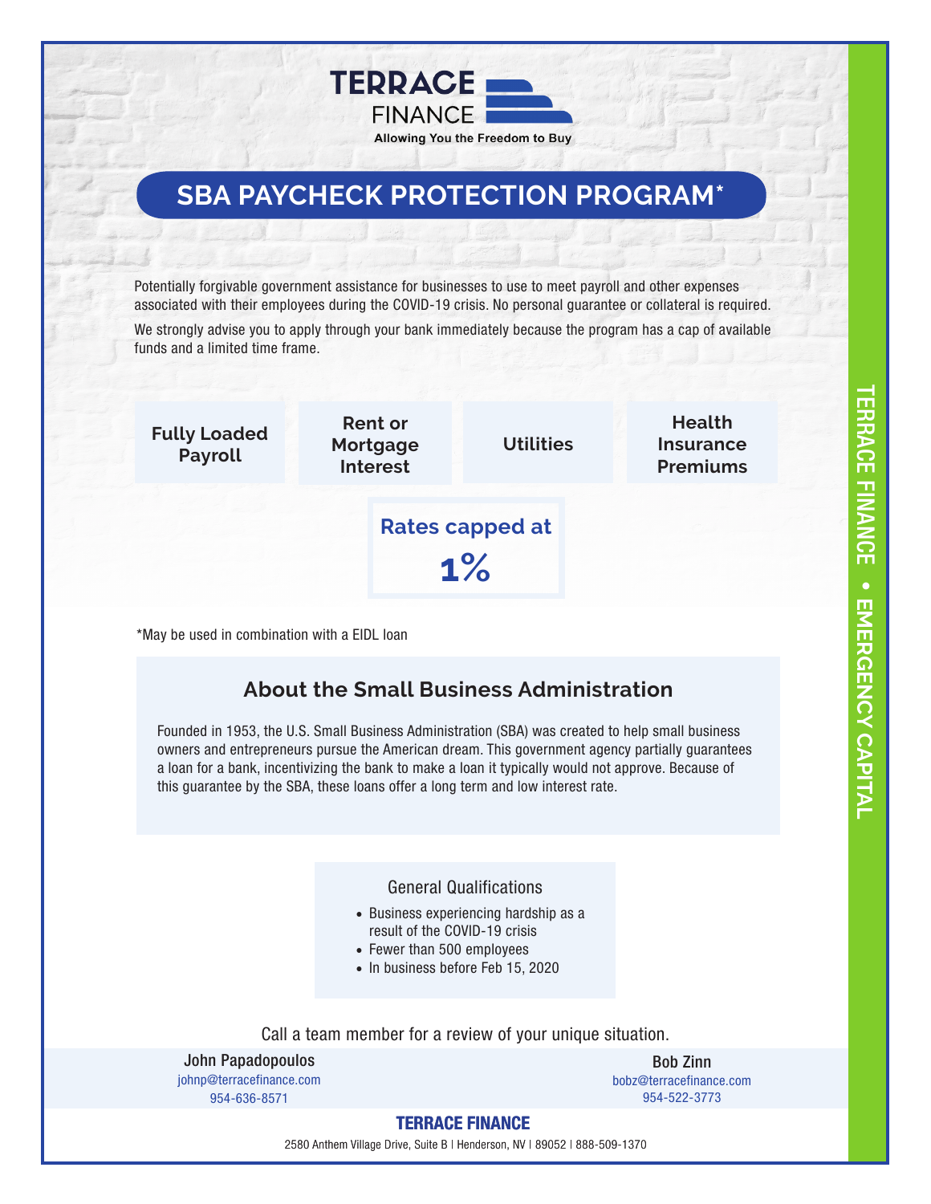# TERRACE FINANCE

Allowing You the Freedom to Buy

## SBA PAYCHECK PROTECTION PROGRAM*

Potentially forgivable government assistance for businesses to use to meet payroll and other expenses associated with their employees during the COVID-19 crisis. No personal guarantee or collateral is required.

We strongly advise you to apply through your bank immediately because the program has a cap of available funds and a limited time frame.

**Fully Loaded Payroll**

**Rent or Mortgage Interest**

**Utilities**

**Health Insurance Premiums**

**Rates capped at 1%**

*May be used in combination with a EIDL loan

### About the Small Business Administration

Founded in 1953, the U.S. Small Business Administration (SBA) was created to help small business owners and entrepreneurs pursue the American dream. This government agency partially guarantees a loan for a bank, incentivizing the bank to make a loan it typically would not approve. Because of this guarantee by the SBA, these loans offer a long term and low interest rate.

### General Qualifications

- Business experiencing hardship as a result of the COVID-19 crisis
- Fewer than 500 employees
- In business before Feb 15, 2020

Call a team member for a review of your unique situation.

John Papadopoulos
johnp@terracefinance.com
954-636-8571

Bob Zinn
bobz@terracefinance.com
954-522-3773

**TERRACE FINANCE**

2580 Anthem Village Drive, Suite B | Henderson, NV | 89052 | 888-509-1370

TERRACE FINANCE • EMERGENCY CAPITAL